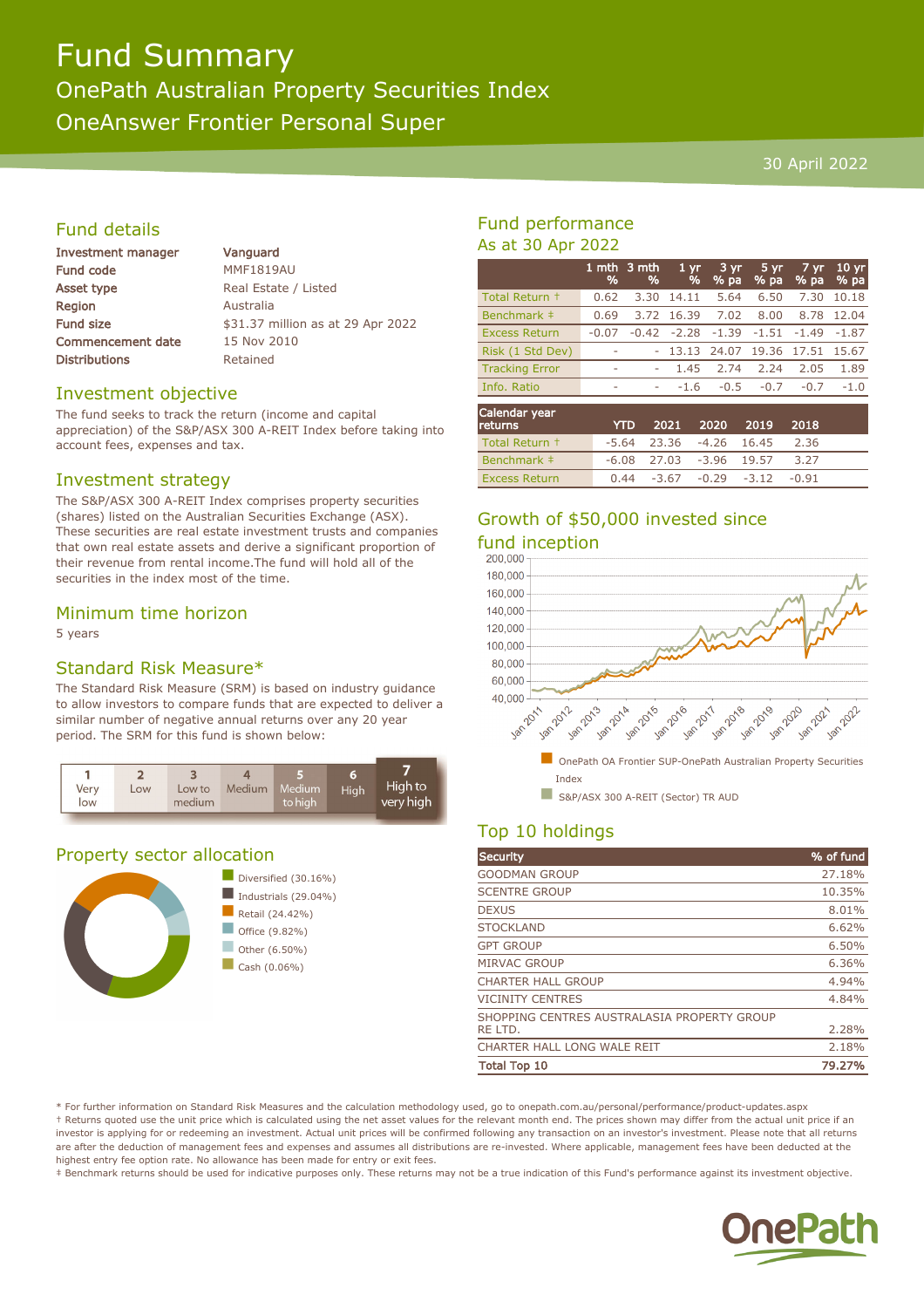# Fund Summary

## OnePath Australian Property Securities Index

## OneAnswer Frontier Personal Super

30 April 2022

## Fund details

| | |
|---|---|
| Investment manager | Vanguard |
| Fund code | MMF1819AU |
| Asset type | Real Estate / Listed |
| Region | Australia |
| Fund size | $31.37 million as at 29 Apr 2022 |
| Commencement date | 15 Nov 2010 |
| Distributions | Retained |

## Investment objective

The fund seeks to track the return (income and capital appreciation) of the S&P/ASX 300 A-REIT Index before taking into account fees, expenses and tax.

## Investment strategy

The S&P/ASX 300 A-REIT Index comprises property securities (shares) listed on the Australian Securities Exchange (ASX). These securities are real estate investment trusts and companies that own real estate assets and derive a significant proportion of their revenue from rental income.The fund will hold all of the securities in the index most of the time.

## Minimum time horizon

5 years

## Standard Risk Measure*

The Standard Risk Measure (SRM) is based on industry guidance to allow investors to compare funds that are expected to deliver a similar number of negative annual returns over any 20 year period. The SRM for this fund is shown below:

| 1 | 2 | 3 | 4 | 5 | 6 | 7 |
|---|---|---|---|---|---|---|
| Very low | Low | Low to medium | Medium | Medium to high | High | **High to very high** |

## Property sector allocation

- Diversified (30.16%)
- Industrials (29.04%)
- Retail (24.42%)
- Office (9.82%)
- Other (6.50%)
- Cash (0.06%)

## Fund performance

### As at 30 Apr 2022

| | 1 mth % | 3 mth % | 1 yr % | 3 yr % pa | 5 yr % pa | 7 yr % pa | 10 yr % pa |
|---|---|---|---|---|---|---|---|
| Total Return † | 0.62 | 3.30 | 14.11 | 5.64 | 6.50 | 7.30 | 10.18 |
| Benchmark ‡ | 0.69 | 3.72 | 16.39 | 7.02 | 8.00 | 8.78 | 12.04 |
| Excess Return | -0.07 | -0.42 | -2.28 | -1.39 | -1.51 | -1.49 | -1.87 |
| Risk (1 Std Dev) | - | - | 13.13 | 24.07 | 19.36 | 17.51 | 15.67 |
| Tracking Error | - | - | 1.45 | 2.74 | 2.24 | 2.05 | 1.89 |
| Info. Ratio | - | - | -1.6 | -0.5 | -0.7 | -0.7 | -1.0 |

| Calendar year returns | YTD | 2021 | 2020 | 2019 | 2018 |
|---|---|---|---|---|---|
| Total Return † | -5.64 | 23.36 | -4.26 | 16.45 | 2.36 |
| Benchmark ‡ | -6.08 | 27.03 | -3.96 | 19.57 | 3.27 |
| Excess Return | 0.44 | -3.67 | -0.29 | -3.12 | -0.91 |

## Growth of $50,000 invested since fund inception

- OnePath OA Frontier SUP-OnePath Australian Property Securities Index
- S&P/ASX 300 A-REIT (Sector) TR AUD

## Top 10 holdings

| Security | % of fund |
|---|---|
| GOODMAN GROUP | 27.18% |
| SCENTRE GROUP | 10.35% |
| DEXUS | 8.01% |
| STOCKLAND | 6.62% |
| GPT GROUP | 6.50% |
| MIRVAC GROUP | 6.36% |
| CHARTER HALL GROUP | 4.94% |
| VICINITY CENTRES | 4.84% |
| SHOPPING CENTRES AUSTRALASIA PROPERTY GROUP RE LTD. | 2.28% |
| CHARTER HALL LONG WALE REIT | 2.18% |
| **Total Top 10** | **79.27%** |

* For further information on Standard Risk Measures and the calculation methodology used, go to onepath.com.au/personal/performance/product-updates.aspx

† Returns quoted use the unit price which is calculated using the net asset values for the relevant month end. The prices shown may differ from the actual unit price if an investor is applying for or redeeming an investment. Actual unit prices will be confirmed following any transaction on an investor's investment. Please note that all returns are after the deduction of management fees and expenses and assumes all distributions are re-invested. Where applicable, management fees have been deducted at the highest entry fee option rate. No allowance has been made for entry or exit fees.

‡ Benchmark returns should be used for indicative purposes only. These returns may not be a true indication of this Fund's performance against its investment objective.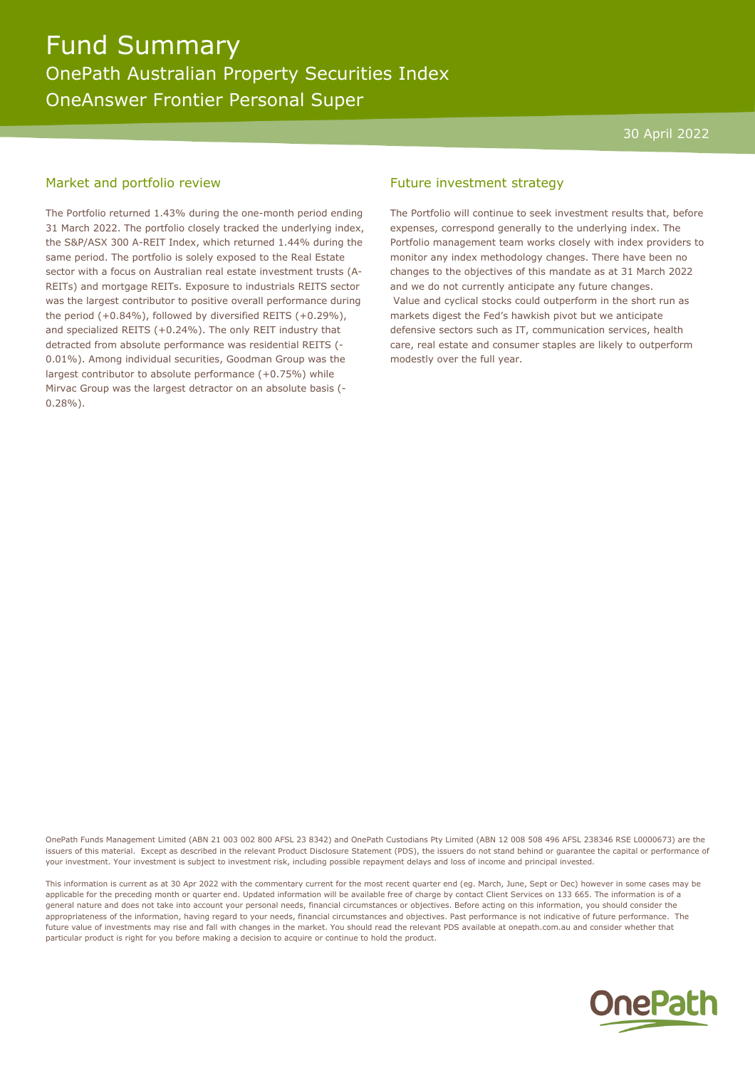# Fund Summary

## OnePath Australian Property Securities Index

## OneAnswer Frontier Personal Super

30 April 2022

### Market and portfolio review

The Portfolio returned 1.43% during the one-month period ending 31 March 2022. The portfolio closely tracked the underlying index, the S&P/ASX 300 A-REIT Index, which returned 1.44% during the same period. The portfolio is solely exposed to the Real Estate sector with a focus on Australian real estate investment trusts (A-REITs) and mortgage REITs. Exposure to industrials REITS sector was the largest contributor to positive overall performance during the period (+0.84%), followed by diversified REITS (+0.29%), and specialized REITS (+0.24%). The only REIT industry that detracted from absolute performance was residential REITS (-0.01%). Among individual securities, Goodman Group was the largest contributor to absolute performance (+0.75%) while Mirvac Group was the largest detractor on an absolute basis (-0.28%).

### Future investment strategy

The Portfolio will continue to seek investment results that, before expenses, correspond generally to the underlying index. The Portfolio management team works closely with index providers to monitor any index methodology changes. There have been no changes to the objectives of this mandate as at 31 March 2022 and we do not currently anticipate any future changes.

Value and cyclical stocks could outperform in the short run as markets digest the Fed's hawkish pivot but we anticipate defensive sectors such as IT, communication services, health care, real estate and consumer staples are likely to outperform modestly over the full year.

OnePath Funds Management Limited (ABN 21 003 002 800 AFSL 23 8342) and OnePath Custodians Pty Limited (ABN 12 008 508 496 AFSL 238346 RSE L0000673) are the issuers of this material. Except as described in the relevant Product Disclosure Statement (PDS), the issuers do not stand behind or guarantee the capital or performance of your investment. Your investment is subject to investment risk, including possible repayment delays and loss of income and principal invested.

This information is current as at 30 Apr 2022 with the commentary current for the most recent quarter end (eg. March, June, Sept or Dec) however in some cases may be applicable for the preceding month or quarter end. Updated information will be available free of charge by contact Client Services on 133 665. The information is of a general nature and does not take into account your personal needs, financial circumstances or objectives. Before acting on this information, you should consider the appropriateness of the information, having regard to your needs, financial circumstances and objectives. Past performance is not indicative of future performance. The future value of investments may rise and fall with changes in the market. You should read the relevant PDS available at onepath.com.au and consider whether that particular product is right for you before making a decision to acquire or continue to hold the product.

OnePath